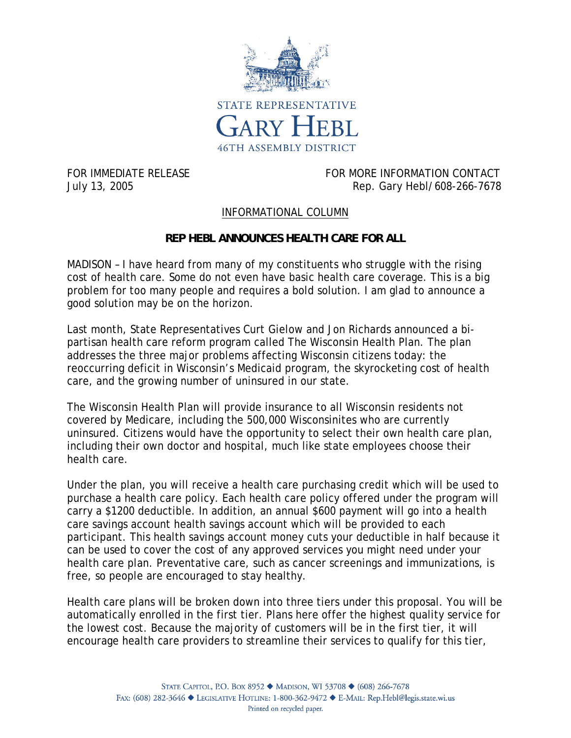STATE REPRESENTATIVE
GARY HEBL
46TH ASSEMBLY DISTRICT

FOR IMMEDIATE RELEASE
July 13, 2005

FOR MORE INFORMATION CONTACT
Rep. Gary Hebl/608-266-7678

INFORMATIONAL COLUMN

**REP HEBL ANNOUNCES HEALTH CARE FOR ALL**

MADISON – I have heard from many of my constituents who struggle with the rising cost of health care. Some do not even have basic health care coverage. This is a big problem for too many people and requires a bold solution. I am glad to announce a good solution may be on the horizon.

Last month, State Representatives Curt Gielow and Jon Richards announced a bi-partisan health care reform program called The Wisconsin Health Plan. The plan addresses the three major problems affecting Wisconsin citizens today: the reoccurring deficit in Wisconsin's Medicaid program, the skyrocketing cost of health care, and the growing number of uninsured in our state.

The Wisconsin Health Plan will provide insurance to all Wisconsin residents not covered by Medicare, including the 500,000 Wisconsinites who are currently uninsured. Citizens would have the opportunity to select their own health care plan, including their own doctor and hospital, much like state employees choose their health care.

Under the plan, you will receive a health care purchasing credit which will be used to purchase a health care policy. Each health care policy offered under the program will carry a $1200 deductible. In addition, an annual $600 payment will go into a health care savings account health savings account which will be provided to each participant. This health savings account money cuts your deductible in half because it can be used to cover the cost of any approved services you might need under your health care plan. Preventative care, such as cancer screenings and immunizations, is free, so people are encouraged to stay healthy.

Health care plans will be broken down into three tiers under this proposal. You will be automatically enrolled in the first tier. Plans here offer the highest quality service for the lowest cost. Because the majority of customers will be in the first tier, it will encourage health care providers to streamline their services to qualify for this tier,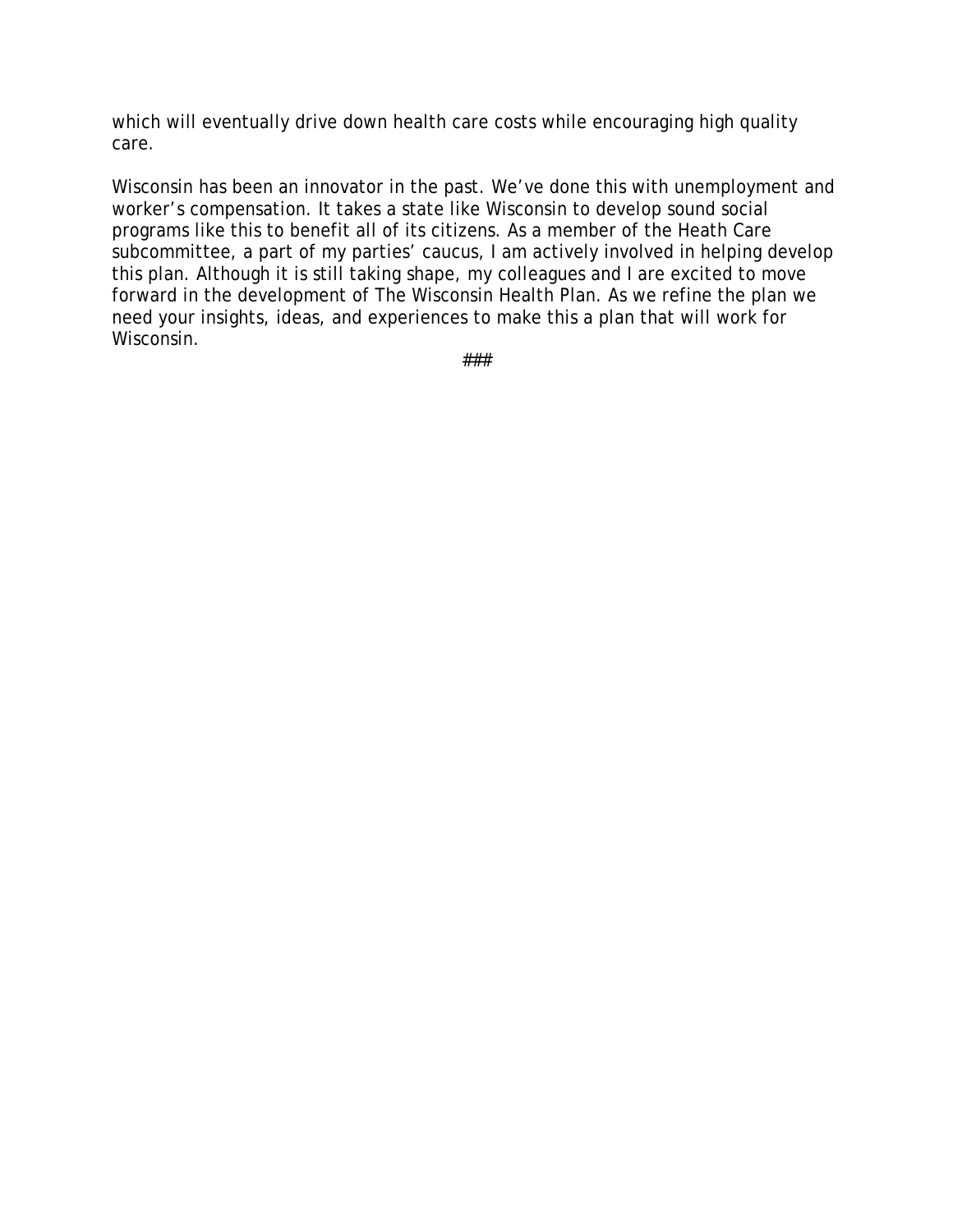which will eventually drive down health care costs while encouraging high quality care.

Wisconsin has been an innovator in the past. We've done this with unemployment and worker's compensation. It takes a state like Wisconsin to develop sound social programs like this to benefit all of its citizens. As a member of the Heath Care subcommittee, a part of my parties' caucus, I am actively involved in helping develop this plan. Although it is still taking shape, my colleagues and I are excited to move forward in the development of The Wisconsin Health Plan. As we refine the plan we need your insights, ideas, and experiences to make this a plan that will work for Wisconsin.

###